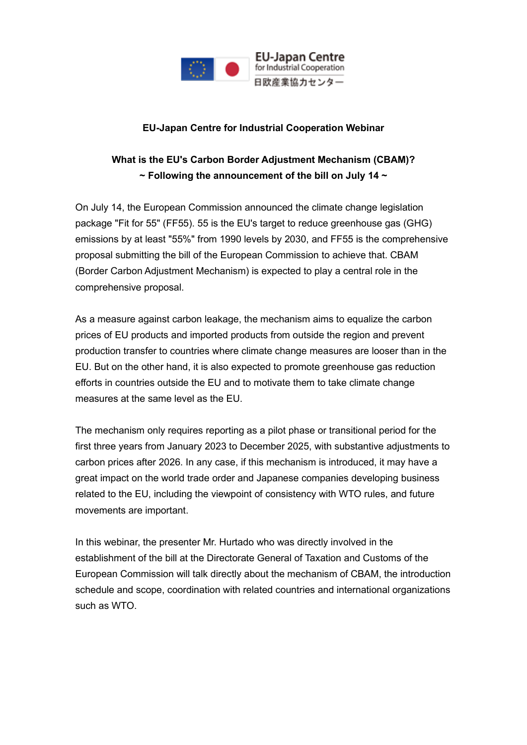EU-Japan Centre for Industrial Cooperation
日欧産業協力センター

**EU-Japan Centre for Industrial Cooperation Webinar**

**What is the EU's Carbon Border Adjustment Mechanism (CBAM)?**
**~ Following the announcement of the bill on July 14 ~**

On July 14, the European Commission announced the climate change legislation package "Fit for 55" (FF55). 55 is the EU's target to reduce greenhouse gas (GHG) emissions by at least "55%" from 1990 levels by 2030, and FF55 is the comprehensive proposal submitting the bill of the European Commission to achieve that. CBAM (Border Carbon Adjustment Mechanism) is expected to play a central role in the comprehensive proposal.

As a measure against carbon leakage, the mechanism aims to equalize the carbon prices of EU products and imported products from outside the region and prevent production transfer to countries where climate change measures are looser than in the EU. But on the other hand, it is also expected to promote greenhouse gas reduction efforts in countries outside the EU and to motivate them to take climate change measures at the same level as the EU.

The mechanism only requires reporting as a pilot phase or transitional period for the first three years from January 2023 to December 2025, with substantive adjustments to carbon prices after 2026. In any case, if this mechanism is introduced, it may have a great impact on the world trade order and Japanese companies developing business related to the EU, including the viewpoint of consistency with WTO rules, and future movements are important.

In this webinar, the presenter Mr. Hurtado who was directly involved in the establishment of the bill at the Directorate General of Taxation and Customs of the European Commission will talk directly about the mechanism of CBAM, the introduction schedule and scope, coordination with related countries and international organizations such as WTO.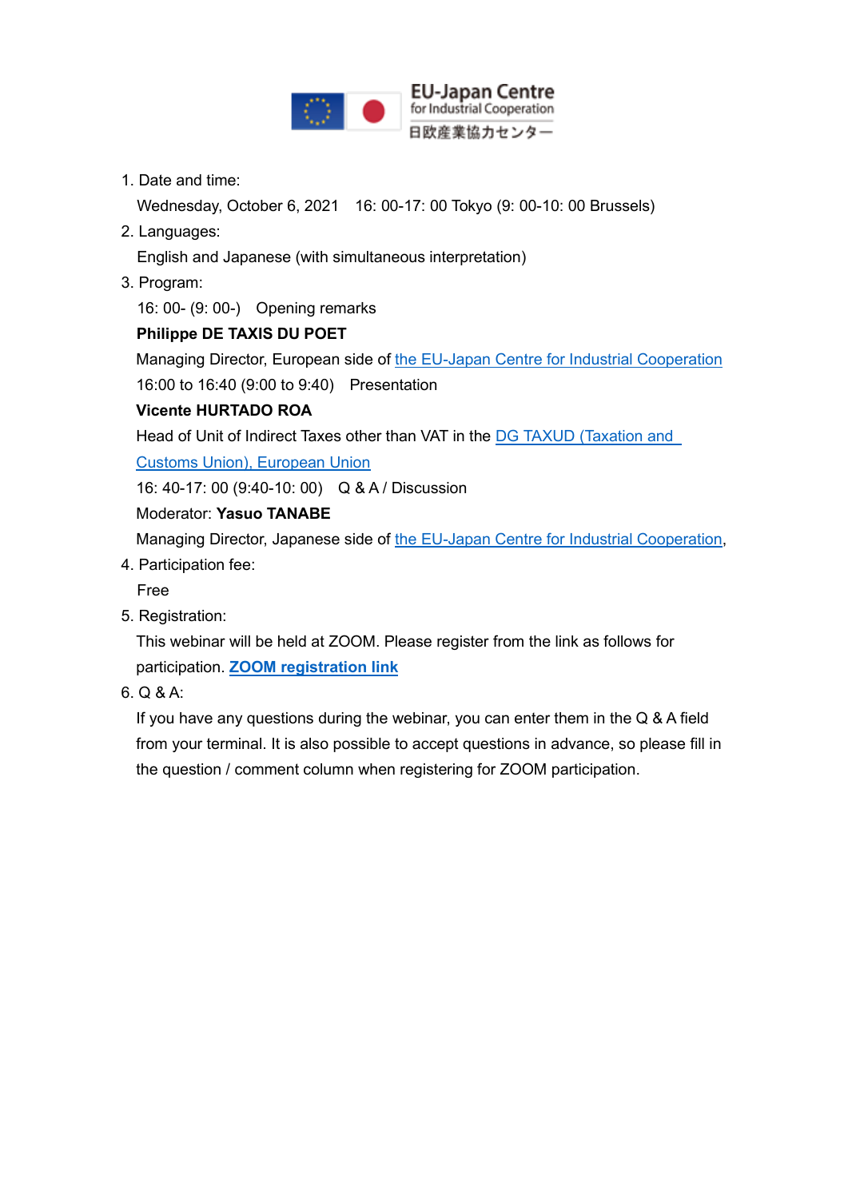EU-Japan Centre for Industrial Cooperation
日欧産業協力センター

1. Date and time:
   Wednesday, October 6, 2021 16: 00-17: 00 Tokyo (9: 00-10: 00 Brussels)
2. Languages:
   English and Japanese (with simultaneous interpretation)
3. Program:
   16: 00- (9: 00-) Opening remarks
   **Philippe DE TAXIS DU POET**
   Managing Director, European side of the EU-Japan Centre for Industrial Cooperation
   16:00 to 16:40 (9:00 to 9:40) Presentation
   **Vicente HURTADO ROA**
   Head of Unit of Indirect Taxes other than VAT in the DG TAXUD (Taxation and Customs Union), European Union
   16: 40-17: 00 (9:40-10: 00) Q & A / Discussion
   Moderator: **Yasuo TANABE**
   Managing Director, Japanese side of the EU-Japan Centre for Industrial Cooperation,
4. Participation fee:
   Free
5. Registration:
   This webinar will be held at ZOOM. Please register from the link as follows for participation. **ZOOM registration link**
6. Q & A:
   If you have any questions during the webinar, you can enter them in the Q & A field from your terminal. It is also possible to accept questions in advance, so please fill in the question / comment column when registering for ZOOM participation.